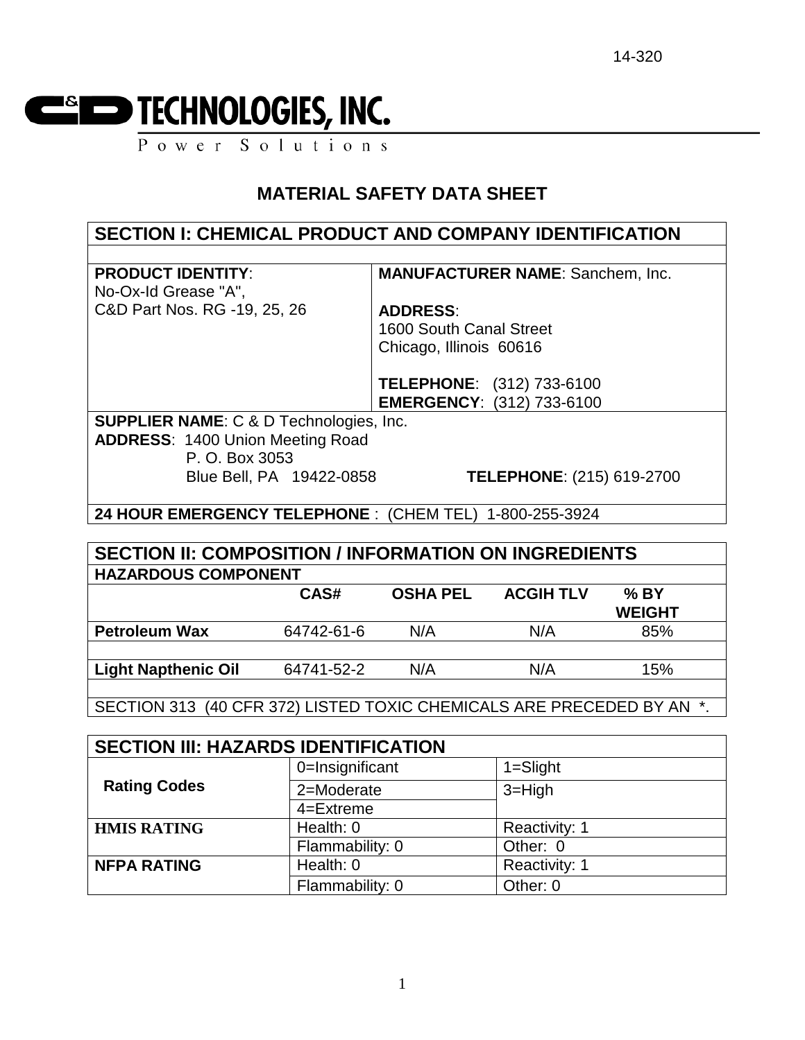14-320

**C&D TECHNOLOGIES, INC.**
Power Solutions

# MATERIAL SAFETY DATA SHEET

## SECTION I: CHEMICAL PRODUCT AND COMPANY IDENTIFICATION

| | |
|---|---|
| **PRODUCT IDENTITY**:<br>No-Ox-Id Grease "A",<br>C&D Part Nos. RG -19, 25, 26 | **MANUFACTURER NAME**: Sanchem, Inc.<br><br>**ADDRESS**:<br>1600 South Canal Street<br>Chicago, Illinois 60616<br><br>**TELEPHONE**: (312) 733-6100<br>**EMERGENCY**: (312) 733-6100 |

**SUPPLIER NAME**: C & D Technologies, Inc.
**ADDRESS**: 1400 Union Meeting Road
P. O. Box 3053
Blue Bell, PA 19422-0858 **TELEPHONE**: (215) 619-2700

**24 HOUR EMERGENCY TELEPHONE** : (CHEM TEL) 1-800-255-3924

## SECTION II: COMPOSITION / INFORMATION ON INGREDIENTS

| HAZARDOUS COMPONENT | CAS# | OSHA PEL | ACGIH TLV | % BY WEIGHT |
|---|---|---|---|---|
| **Petroleum Wax** | 64742-61-6 | N/A | N/A | 85% |
| **Light Napthenic Oil** | 64741-52-2 | N/A | N/A | 15% |

SECTION 313 (40 CFR 372) LISTED TOXIC CHEMICALS ARE PRECEDED BY AN *.

## SECTION III: HAZARDS IDENTIFICATION

| | | |
|---|---|---|
| **Rating Codes** | 0=Insignificant | 1=Slight |
| | 2=Moderate | 3=High |
| | 4=Extreme | |
| **HMIS RATING** | Health: 0 | Reactivity: 1 |
| | Flammability: 0 | Other: 0 |
| **NFPA RATING** | Health: 0 | Reactivity: 1 |
| | Flammability: 0 | Other: 0 |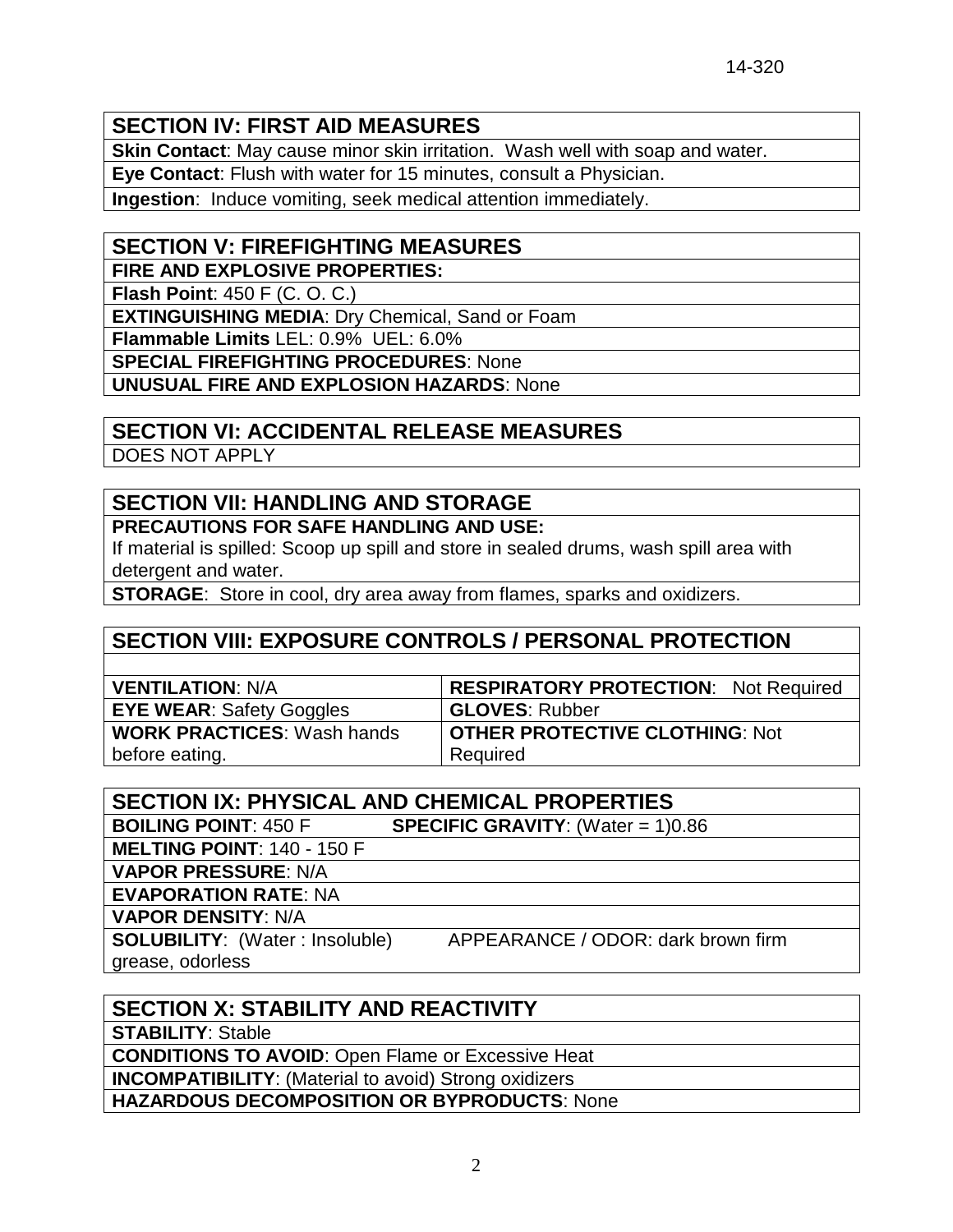## SECTION IV: FIRST AID MEASURES

**Skin Contact**: May cause minor skin irritation. Wash well with soap and water.

**Eye Contact**: Flush with water for 15 minutes, consult a Physician.

**Ingestion**: Induce vomiting, seek medical attention immediately.

## SECTION V: FIREFIGHTING MEASURES

**FIRE AND EXPLOSIVE PROPERTIES:**

**Flash Point**: 450 F (C. O. C.)

**EXTINGUISHING MEDIA**: Dry Chemical, Sand or Foam

**Flammable Limits** LEL: 0.9% UEL: 6.0%

**SPECIAL FIREFIGHTING PROCEDURES**: None

**UNUSUAL FIRE AND EXPLOSION HAZARDS**: None

## SECTION VI: ACCIDENTAL RELEASE MEASURES

DOES NOT APPLY

## SECTION VII: HANDLING AND STORAGE

**PRECAUTIONS FOR SAFE HANDLING AND USE:**

If material is spilled: Scoop up spill and store in sealed drums, wash spill area with detergent and water.

**STORAGE**: Store in cool, dry area away from flames, sparks and oxidizers.

## SECTION VIII: EXPOSURE CONTROLS / PERSONAL PROTECTION

| | |
|---|---|
| **VENTILATION**: N/A | **RESPIRATORY PROTECTION**: Not Required |
| **EYE WEAR**: Safety Goggles | **GLOVES**: Rubber |
| **WORK PRACTICES**: Wash hands before eating. | **OTHER PROTECTIVE CLOTHING**: Not Required |

## SECTION IX: PHYSICAL AND CHEMICAL PROPERTIES

**BOILING POINT**: 450 F **SPECIFIC GRAVITY**: (Water = 1)0.86

**MELTING POINT**: 140 - 150 F

**VAPOR PRESSURE**: N/A

**EVAPORATION RATE**: NA

**VAPOR DENSITY**: N/A

**SOLUBILITY**: (Water : Insoluble) APPEARANCE / ODOR: dark brown firm grease, odorless

## SECTION X: STABILITY AND REACTIVITY

**STABILITY**: Stable

**CONDITIONS TO AVOID**: Open Flame or Excessive Heat

**INCOMPATIBILITY**: (Material to avoid) Strong oxidizers

**HAZARDOUS DECOMPOSITION OR BYPRODUCTS**: None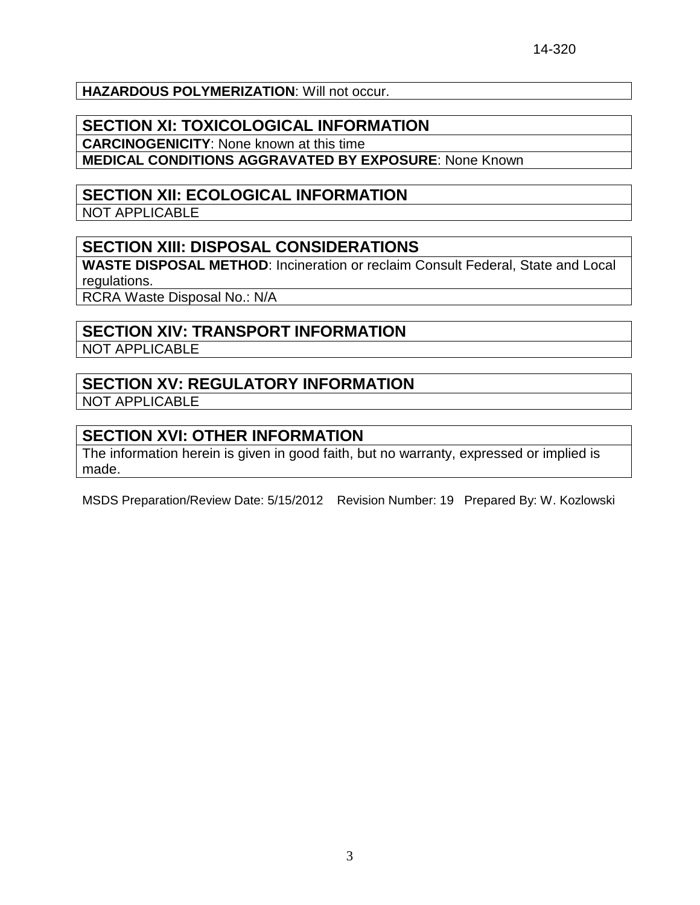**HAZARDOUS POLYMERIZATION**: Will not occur.

## SECTION XI: TOXICOLOGICAL INFORMATION

**CARCINOGENICITY**: None known at this time

**MEDICAL CONDITIONS AGGRAVATED BY EXPOSURE**: None Known

## SECTION XII: ECOLOGICAL INFORMATION

NOT APPLICABLE

## SECTION XIII: DISPOSAL CONSIDERATIONS

**WASTE DISPOSAL METHOD**: Incineration or reclaim Consult Federal, State and Local regulations.

RCRA Waste Disposal No.: N/A

## SECTION XIV: TRANSPORT INFORMATION

NOT APPLICABLE

## SECTION XV: REGULATORY INFORMATION

NOT APPLICABLE

## SECTION XVI: OTHER INFORMATION

The information herein is given in good faith, but no warranty, expressed or implied is made.

MSDS Preparation/Review Date: 5/15/2012 Revision Number: 19 Prepared By: W. Kozlowski